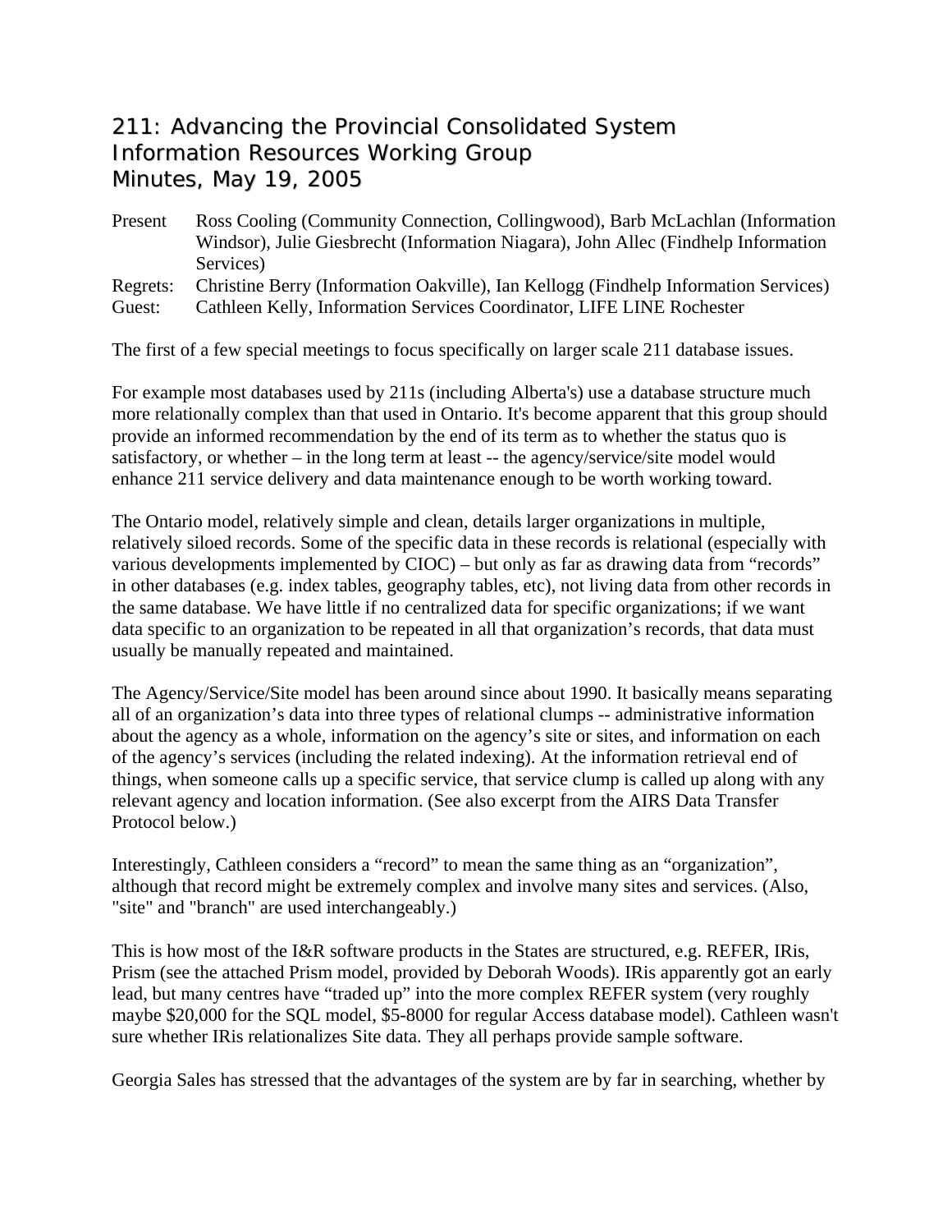# 211: Advancing the Provincial Consolidated System
# Information Resources Working Group
# Minutes, May 19, 2005

Present Ross Cooling (Community Connection, Collingwood), Barb McLachlan (Information Windsor), Julie Giesbrecht (Information Niagara), John Allec (Findhelp Information Services)
Regrets: Christine Berry (Information Oakville), Ian Kellogg (Findhelp Information Services)
Guest: Cathleen Kelly, Information Services Coordinator, LIFE LINE Rochester

The first of a few special meetings to focus specifically on larger scale 211 database issues.

For example most databases used by 211s (including Alberta's) use a database structure much more relationally complex than that used in Ontario. It's become apparent that this group should provide an informed recommendation by the end of its term as to whether the status quo is satisfactory, or whether – in the long term at least -- the agency/service/site model would enhance 211 service delivery and data maintenance enough to be worth working toward.

The Ontario model, relatively simple and clean, details larger organizations in multiple, relatively siloed records. Some of the specific data in these records is relational (especially with various developments implemented by CIOC) – but only as far as drawing data from "records" in other databases (e.g. index tables, geography tables, etc), not living data from other records in the same database. We have little if no centralized data for specific organizations; if we want data specific to an organization to be repeated in all that organization's records, that data must usually be manually repeated and maintained.

The Agency/Service/Site model has been around since about 1990. It basically means separating all of an organization's data into three types of relational clumps -- administrative information about the agency as a whole, information on the agency's site or sites, and information on each of the agency's services (including the related indexing). At the information retrieval end of things, when someone calls up a specific service, that service clump is called up along with any relevant agency and location information. (See also excerpt from the AIRS Data Transfer Protocol below.)

Interestingly, Cathleen considers a "record" to mean the same thing as an "organization", although that record might be extremely complex and involve many sites and services. (Also, "site" and "branch" are used interchangeably.)

This is how most of the I&R software products in the States are structured, e.g. REFER, IRis, Prism (see the attached Prism model, provided by Deborah Woods). IRis apparently got an early lead, but many centres have "traded up" into the more complex REFER system (very roughly maybe $20,000 for the SQL model, $5-8000 for regular Access database model). Cathleen wasn't sure whether IRis relationalizes Site data. They all perhaps provide sample software.

Georgia Sales has stressed that the advantages of the system are by far in searching, whether by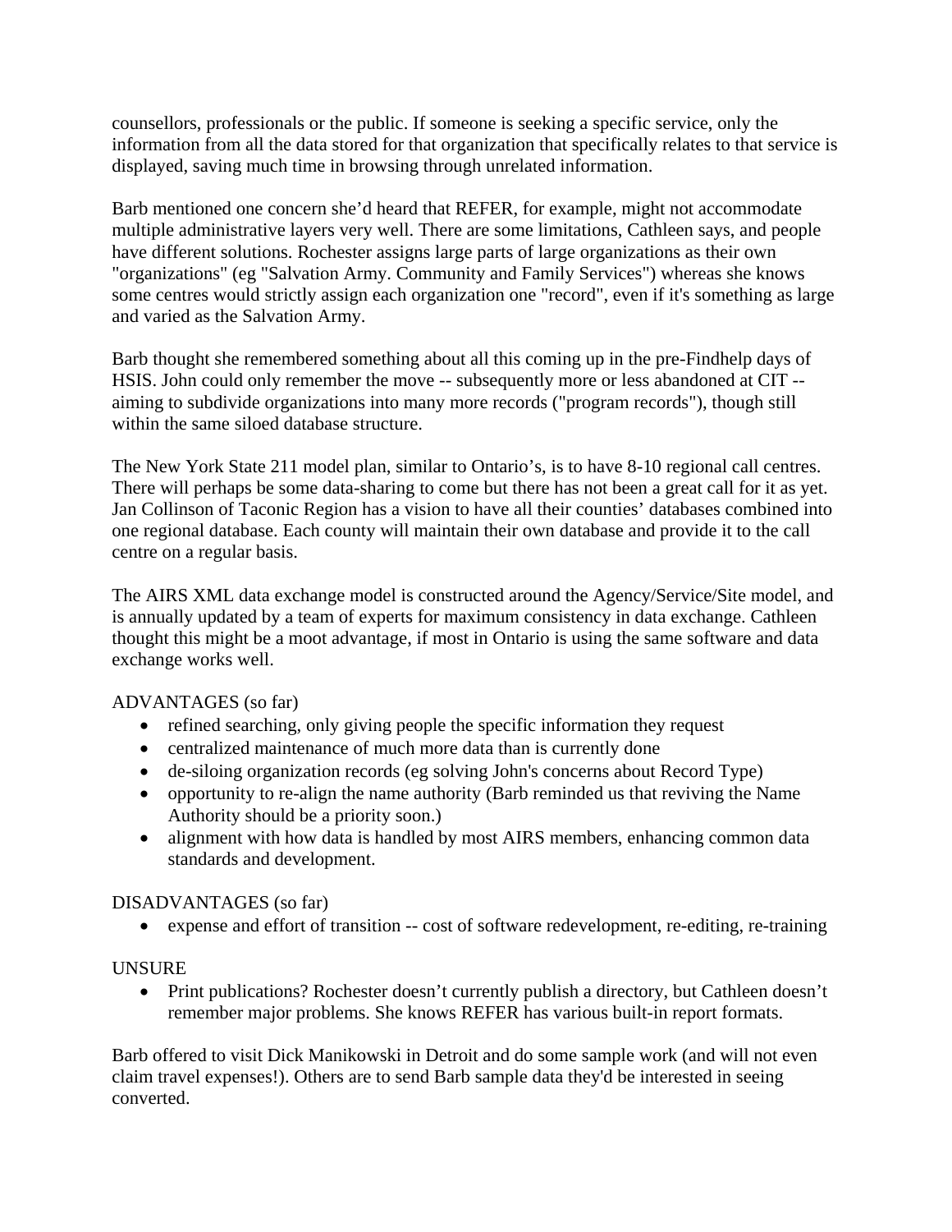counsellors, professionals or the public. If someone is seeking a specific service, only the information from all the data stored for that organization that specifically relates to that service is displayed, saving much time in browsing through unrelated information.

Barb mentioned one concern she'd heard that REFER, for example, might not accommodate multiple administrative layers very well. There are some limitations, Cathleen says, and people have different solutions. Rochester assigns large parts of large organizations as their own "organizations" (eg "Salvation Army. Community and Family Services") whereas she knows some centres would strictly assign each organization one "record", even if it's something as large and varied as the Salvation Army.

Barb thought she remembered something about all this coming up in the pre-Findhelp days of HSIS. John could only remember the move -- subsequently more or less abandoned at CIT -- aiming to subdivide organizations into many more records ("program records"), though still within the same siloed database structure.

The New York State 211 model plan, similar to Ontario's, is to have 8-10 regional call centres. There will perhaps be some data-sharing to come but there has not been a great call for it as yet. Jan Collinson of Taconic Region has a vision to have all their counties' databases combined into one regional database. Each county will maintain their own database and provide it to the call centre on a regular basis.

The AIRS XML data exchange model is constructed around the Agency/Service/Site model, and is annually updated by a team of experts for maximum consistency in data exchange. Cathleen thought this might be a moot advantage, if most in Ontario is using the same software and data exchange works well.

ADVANTAGES (so far)

- refined searching, only giving people the specific information they request
- centralized maintenance of much more data than is currently done
- de-siloing organization records (eg solving John's concerns about Record Type)
- opportunity to re-align the name authority (Barb reminded us that reviving the Name Authority should be a priority soon.)
- alignment with how data is handled by most AIRS members, enhancing common data standards and development.

DISADVANTAGES (so far)

- expense and effort of transition -- cost of software redevelopment, re-editing, re-training

UNSURE

- Print publications? Rochester doesn't currently publish a directory, but Cathleen doesn't remember major problems. She knows REFER has various built-in report formats.

Barb offered to visit Dick Manikowski in Detroit and do some sample work (and will not even claim travel expenses!). Others are to send Barb sample data they'd be interested in seeing converted.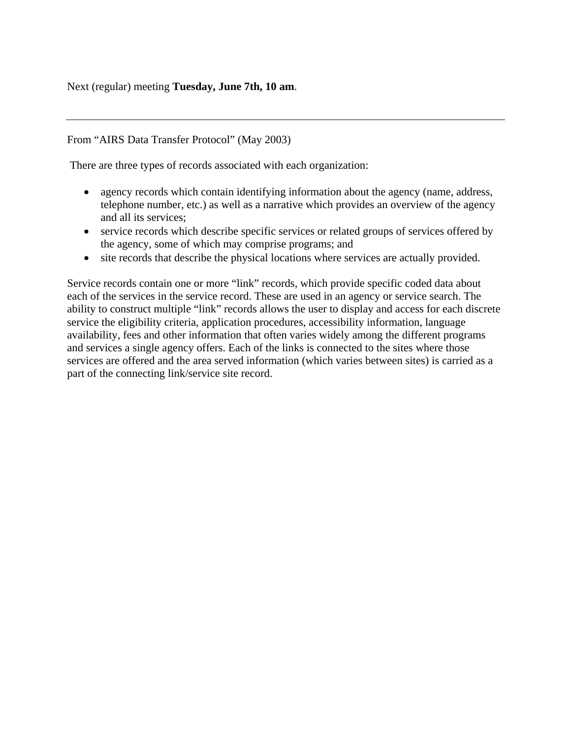Next (regular) meeting **Tuesday, June 7th, 10 am**.

---

From “AIRS Data Transfer Protocol” (May 2003)

There are three types of records associated with each organization:

- agency records which contain identifying information about the agency (name, address, telephone number, etc.) as well as a narrative which provides an overview of the agency and all its services;
- service records which describe specific services or related groups of services offered by the agency, some of which may comprise programs; and
- site records that describe the physical locations where services are actually provided.

Service records contain one or more “link” records, which provide specific coded data about each of the services in the service record. These are used in an agency or service search. The ability to construct multiple “link” records allows the user to display and access for each discrete service the eligibility criteria, application procedures, accessibility information, language availability, fees and other information that often varies widely among the different programs and services a single agency offers. Each of the links is connected to the sites where those services are offered and the area served information (which varies between sites) is carried as a part of the connecting link/service site record.